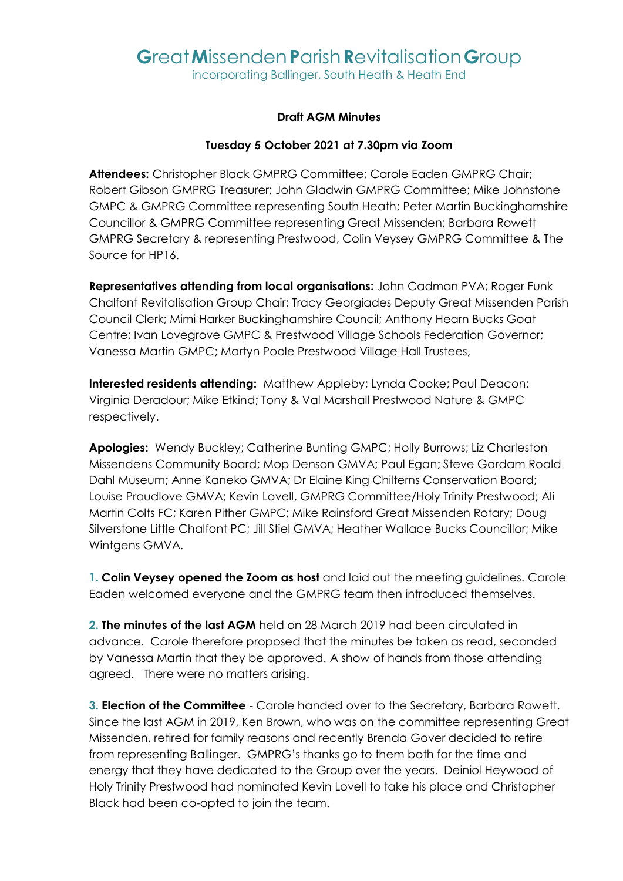# **G**reat **M**issenden **P**arish **R**evitalisation **G**roup

incorporating Ballinger, South Heath & Heath End

**Draft AGM Minutes**

**Tuesday 5 October 2021 at 7.30pm via Zoom**

**Attendees:** Christopher Black GMPRG Committee; Carole Eaden GMPRG Chair; Robert Gibson GMPRG Treasurer; John Gladwin GMPRG Committee; Mike Johnstone GMPC & GMPRG Committee representing South Heath; Peter Martin Buckinghamshire Councillor & GMPRG Committee representing Great Missenden; Barbara Rowett GMPRG Secretary & representing Prestwood, Colin Veysey GMPRG Committee & The Source for HP16.

**Representatives attending from local organisations:** John Cadman PVA; Roger Funk Chalfont Revitalisation Group Chair; Tracy Georgiades Deputy Great Missenden Parish Council Clerk; Mimi Harker Buckinghamshire Council; Anthony Hearn Bucks Goat Centre; Ivan Lovegrove GMPC & Prestwood Village Schools Federation Governor; Vanessa Martin GMPC; Martyn Poole Prestwood Village Hall Trustees,

**Interested residents attending:** Matthew Appleby; Lynda Cooke; Paul Deacon; Virginia Deradour; Mike Etkind; Tony & Val Marshall Prestwood Nature & GMPC respectively.

**Apologies:** Wendy Buckley; Catherine Bunting GMPC; Holly Burrows; Liz Charleston Missendens Community Board; Mop Denson GMVA; Paul Egan; Steve Gardam Roald Dahl Museum; Anne Kaneko GMVA; Dr Elaine King Chilterns Conservation Board; Louise Proudlove GMVA; Kevin Lovell, GMPRG Committee/Holy Trinity Prestwood; Ali Martin Colts FC; Karen Pither GMPC; Mike Rainsford Great Missenden Rotary; Doug Silverstone Little Chalfont PC; Jill Stiel GMVA; Heather Wallace Bucks Councillor; Mike Wintgens GMVA.

**1. Colin Veysey opened the Zoom as host** and laid out the meeting guidelines. Carole Eaden welcomed everyone and the GMPRG team then introduced themselves.

**2. The minutes of the last AGM** held on 28 March 2019 had been circulated in advance. Carole therefore proposed that the minutes be taken as read, seconded by Vanessa Martin that they be approved. A show of hands from those attending agreed. There were no matters arising.

**3. Election of the Committee** - Carole handed over to the Secretary, Barbara Rowett. Since the last AGM in 2019, Ken Brown, who was on the committee representing Great Missenden, retired for family reasons and recently Brenda Gover decided to retire from representing Ballinger. GMPRG's thanks go to them both for the time and energy that they have dedicated to the Group over the years. Deiniol Heywood of Holy Trinity Prestwood had nominated Kevin Lovell to take his place and Christopher Black had been co-opted to join the team.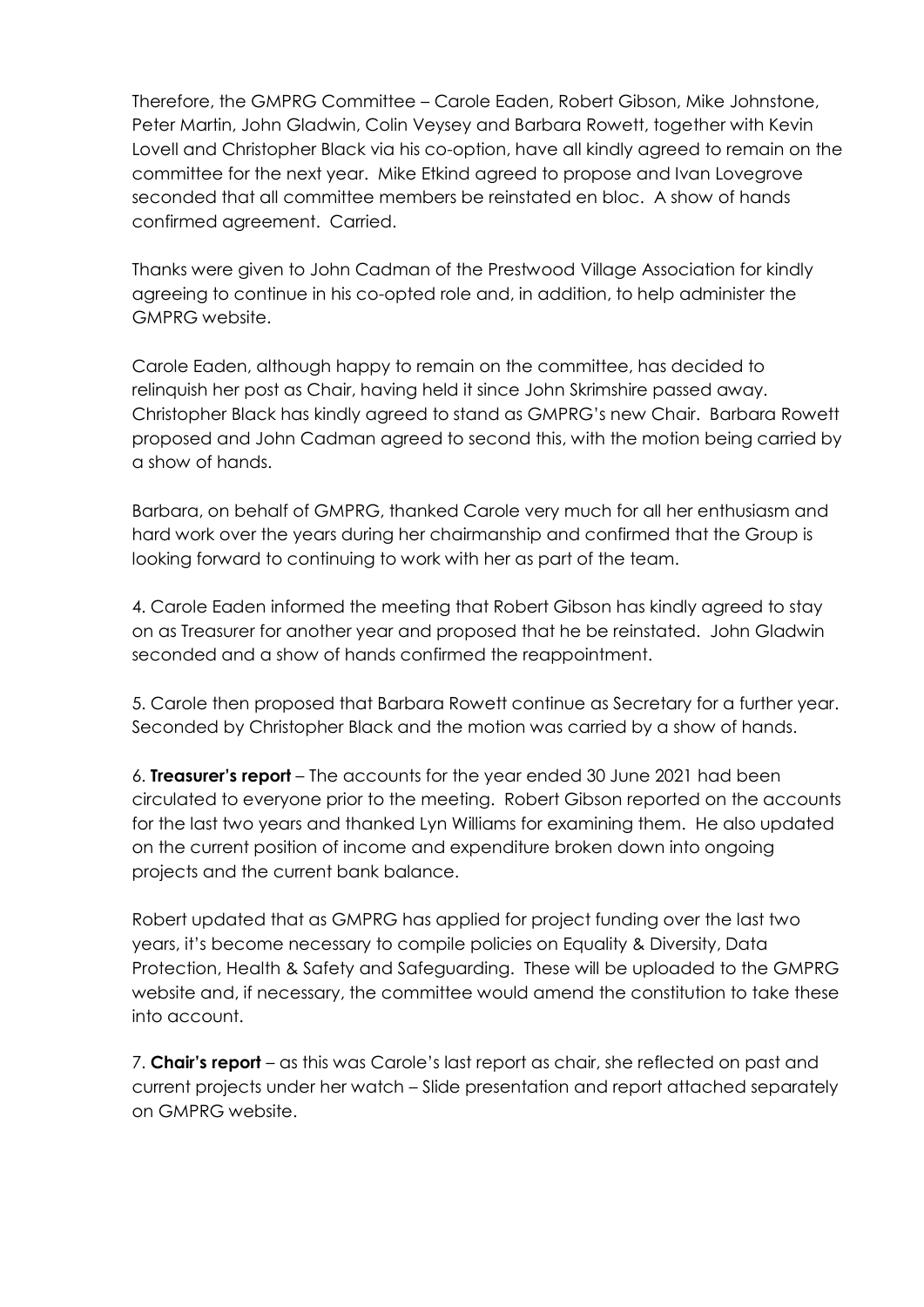Therefore, the GMPRG Committee – Carole Eaden, Robert Gibson, Mike Johnstone, Peter Martin, John Gladwin, Colin Veysey and Barbara Rowett, together with Kevin Lovell and Christopher Black via his co-option, have all kindly agreed to remain on the committee for the next year. Mike Etkind agreed to propose and Ivan Lovegrove seconded that all committee members be reinstated en bloc. A show of hands confirmed agreement. Carried.

Thanks were given to John Cadman of the Prestwood Village Association for kindly agreeing to continue in his co-opted role and, in addition, to help administer the GMPRG website.

Carole Eaden, although happy to remain on the committee, has decided to relinquish her post as Chair, having held it since John Skrimshire passed away. Christopher Black has kindly agreed to stand as GMPRG's new Chair. Barbara Rowett proposed and John Cadman agreed to second this, with the motion being carried by a show of hands.

Barbara, on behalf of GMPRG, thanked Carole very much for all her enthusiasm and hard work over the years during her chairmanship and confirmed that the Group is looking forward to continuing to work with her as part of the team.

4. Carole Eaden informed the meeting that Robert Gibson has kindly agreed to stay on as Treasurer for another year and proposed that he be reinstated. John Gladwin seconded and a show of hands confirmed the reappointment.

5. Carole then proposed that Barbara Rowett continue as Secretary for a further year. Seconded by Christopher Black and the motion was carried by a show of hands.

6. **Treasurer's report** – The accounts for the year ended 30 June 2021 had been circulated to everyone prior to the meeting. Robert Gibson reported on the accounts for the last two years and thanked Lyn Williams for examining them. He also updated on the current position of income and expenditure broken down into ongoing projects and the current bank balance.

Robert updated that as GMPRG has applied for project funding over the last two years, it's become necessary to compile policies on Equality & Diversity, Data Protection, Health & Safety and Safeguarding. These will be uploaded to the GMPRG website and, if necessary, the committee would amend the constitution to take these into account.

7. **Chair's report** – as this was Carole's last report as chair, she reflected on past and current projects under her watch – Slide presentation and report attached separately on GMPRG website.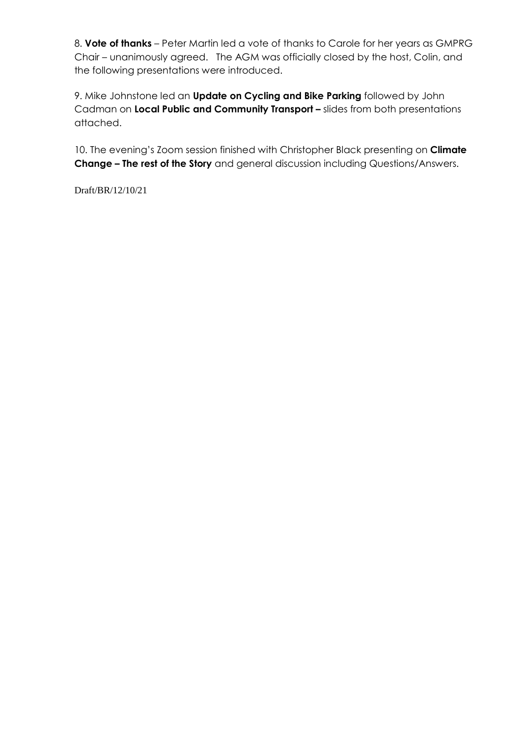8. **Vote of thanks** – Peter Martin led a vote of thanks to Carole for her years as GMPRG Chair – unanimously agreed. The AGM was officially closed by the host, Colin, and the following presentations were introduced.

9. Mike Johnstone led an **Update on Cycling and Bike Parking** followed by John Cadman on **Local Public and Community Transport –** slides from both presentations attached.

10. The evening's Zoom session finished with Christopher Black presenting on **Climate Change – The rest of the Story** and general discussion including Questions/Answers.

Draft/BR/12/10/21